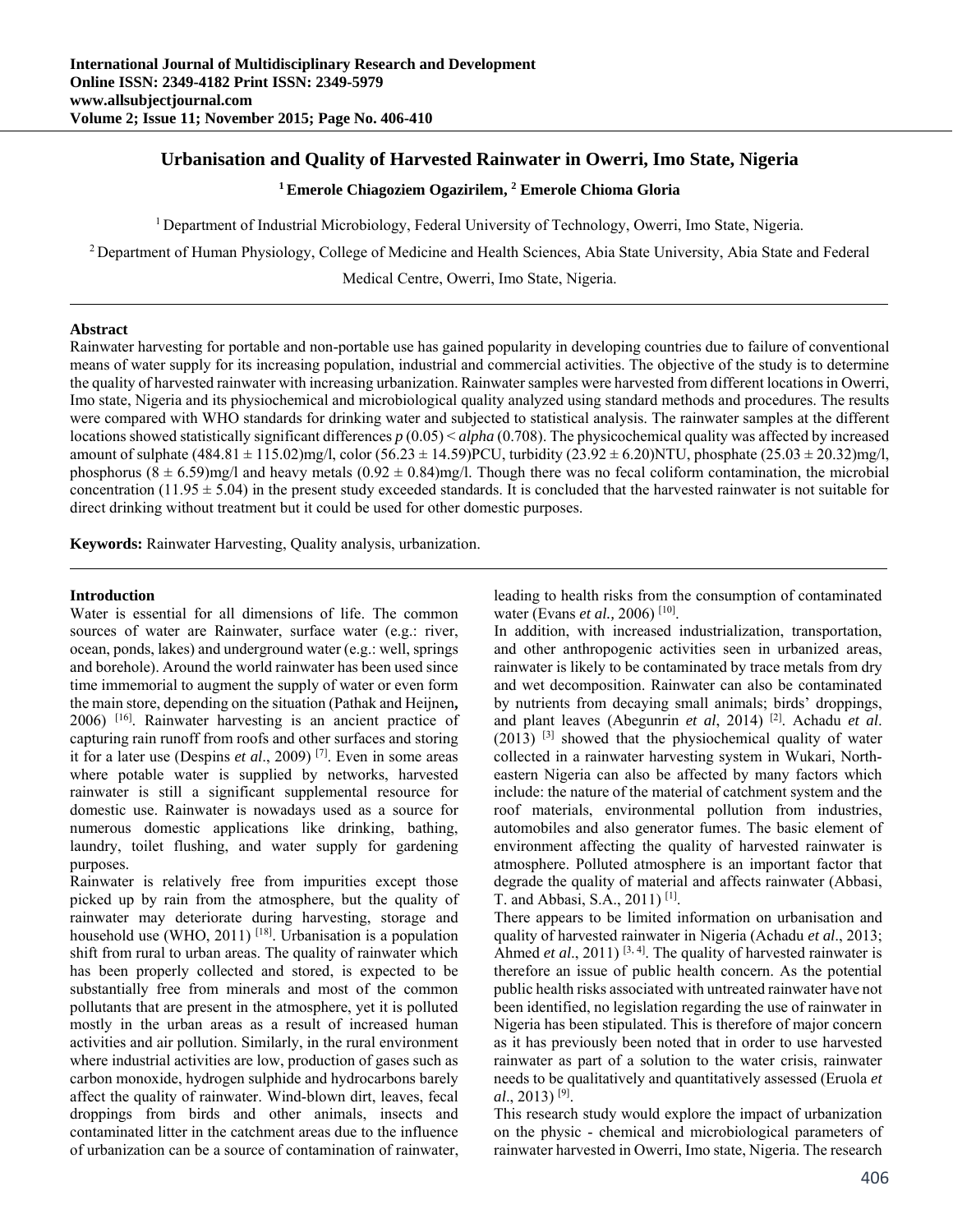# Urbanisation and Quality of Harvested Rainwater in Owerri, Imo State, Nigeria

**[1] Emerole Chiagoziem Ogazirilem, [2] Emerole Chioma Gloria**

[1] Department of Industrial Microbiology, Federal University of Technology, Owerri, Imo State, Nigeria.

[2] Department of Human Physiology, College of Medicine and Health Sciences, Abia State University, Abia State and Federal Medical Centre, Owerri, Imo State, Nigeria.

## Abstract

Rainwater harvesting for portable and non-portable use has gained popularity in developing countries due to failure of conventional means of water supply for its increasing population, industrial and commercial activities. The objective of the study is to determine the quality of harvested rainwater with increasing urbanization. Rainwater samples were harvested from different locations in Owerri, Imo state, Nigeria and its physiochemical and microbiological quality analyzed using standard methods and procedures. The results were compared with WHO standards for drinking water and subjected to statistical analysis. The rainwater samples at the different locations showed statistically significant differences *p* (0.05) < *alpha* (0.708). The physicochemical quality was affected by increased amount of sulphate ($484.81 \pm 115.02$)mg/l, color ($56.23 \pm 14.59$)PCU, turbidity ($23.92 \pm 6.20$)NTU, phosphate ($25.03 \pm 20.32$)mg/l, phosphorus ($8 \pm 6.59$)mg/l and heavy metals ($0.92 \pm 0.84$)mg/l. Though there was no fecal coliform contamination, the microbial concentration ($11.95 \pm 5.04$) in the present study exceeded standards. It is concluded that the harvested rainwater is not suitable for direct drinking without treatment but it could be used for other domestic purposes.

**Keywords:** Rainwater Harvesting, Quality analysis, urbanization.

## Introduction

Water is essential for all dimensions of life. The common sources of water are Rainwater, surface water (e.g.: river, ocean, ponds, lakes) and underground water (e.g.: well, springs and borehole). Around the world rainwater has been used since time immemorial to augment the supply of water or even form the main store, depending on the situation (Pathak and Heijnen**,** 2006) [16]. Rainwater harvesting is an ancient practice of capturing rain runoff from roofs and other surfaces and storing it for a later use (Despins *et al*., 2009) [7]. Even in some areas where potable water is supplied by networks, harvested rainwater is still a significant supplemental resource for domestic use. Rainwater is nowadays used as a source for numerous domestic applications like drinking, bathing, laundry, toilet flushing, and water supply for gardening purposes.

Rainwater is relatively free from impurities except those picked up by rain from the atmosphere, but the quality of rainwater may deteriorate during harvesting, storage and household use (WHO, 2011) [18]. Urbanisation is a population shift from rural to urban areas. The quality of rainwater which has been properly collected and stored, is expected to be substantially free from minerals and most of the common pollutants that are present in the atmosphere, yet it is polluted mostly in the urban areas as a result of increased human activities and air pollution. Similarly, in the rural environment where industrial activities are low, production of gases such as carbon monoxide, hydrogen sulphide and hydrocarbons barely affect the quality of rainwater. Wind-blown dirt, leaves, fecal droppings from birds and other animals, insects and contaminated litter in the catchment areas due to the influence of urbanization can be a source of contamination of rainwater, leading to health risks from the consumption of contaminated water (Evans *et al.,* 2006) [10].

In addition, with increased industrialization, transportation, and other anthropogenic activities seen in urbanized areas, rainwater is likely to be contaminated by trace metals from dry and wet decomposition. Rainwater can also be contaminated by nutrients from decaying small animals; birds' droppings, and plant leaves (Abegunrin *et al*, 2014) [2]. Achadu *et al*. (2013) [3] showed that the physiochemical quality of water collected in a rainwater harvesting system in Wukari, North-eastern Nigeria can also be affected by many factors which include: the nature of the material of catchment system and the roof materials, environmental pollution from industries, automobiles and also generator fumes. The basic element of environment affecting the quality of harvested rainwater is atmosphere. Polluted atmosphere is an important factor that degrade the quality of material and affects rainwater (Abbasi, T. and Abbasi, S.A., 2011) [1].

There appears to be limited information on urbanisation and quality of harvested rainwater in Nigeria (Achadu *et al*., 2013; Ahmed *et al*., 2011) [3, 4]. The quality of harvested rainwater is therefore an issue of public health concern. As the potential public health risks associated with untreated rainwater have not been identified, no legislation regarding the use of rainwater in Nigeria has been stipulated. This is therefore of major concern as it has previously been noted that in order to use harvested rainwater as part of a solution to the water crisis, rainwater needs to be qualitatively and quantitatively assessed (Eruola *et al*., 2013) [9].

This research study would explore the impact of urbanization on the physic - chemical and microbiological parameters of rainwater harvested in Owerri, Imo state, Nigeria. The research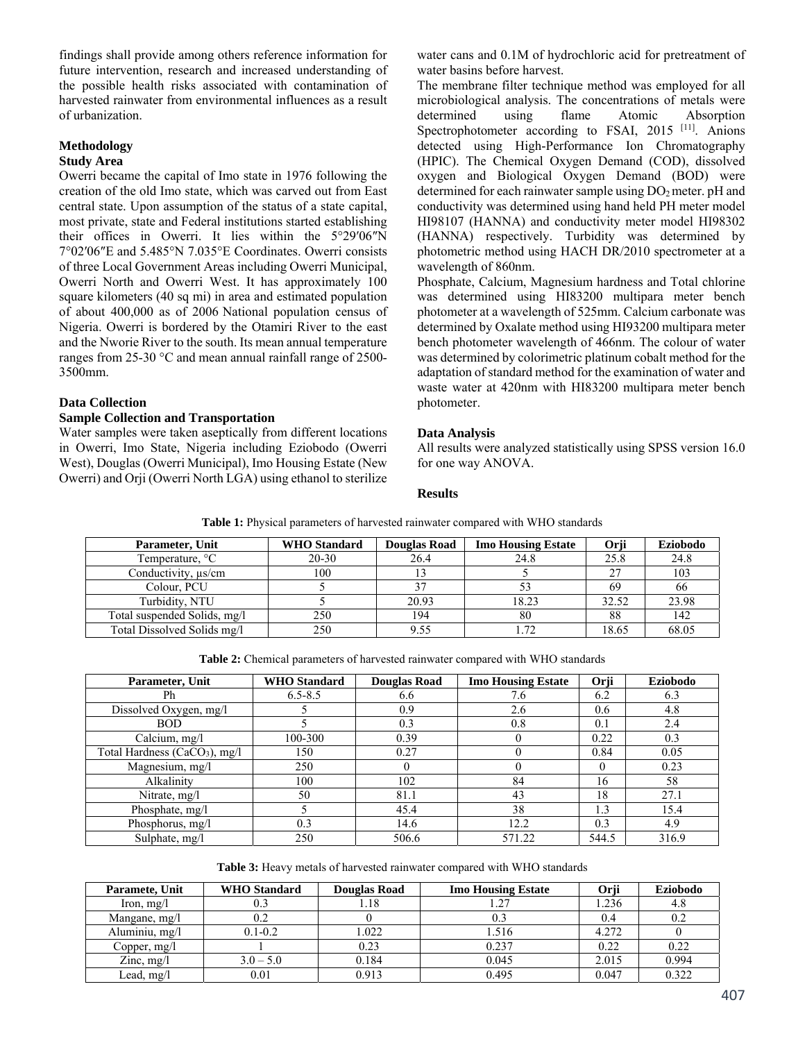findings shall provide among others reference information for future intervention, research and increased understanding of the possible health risks associated with contamination of harvested rainwater from environmental influences as a result of urbanization.

## Methodology

### Study Area

Owerri became the capital of Imo state in 1976 following the creation of the old Imo state, which was carved out from East central state. Upon assumption of the status of a state capital, most private, state and Federal institutions started establishing their offices in Owerri. It lies within the 5°29′06″N 7°02′06″E and 5.485°N 7.035°E Coordinates. Owerri consists of three Local Government Areas including Owerri Municipal, Owerri North and Owerri West. It has approximately 100 square kilometers (40 sq mi) in area and estimated population of about 400,000 as of 2006 National population census of Nigeria. Owerri is bordered by the Otamiri River to the east and the Nworie River to the south. Its mean annual temperature ranges from 25-30 °C and mean annual rainfall range of 2500-3500mm.

### Data Collection

### Sample Collection and Transportation

Water samples were taken aseptically from different locations in Owerri, Imo State, Nigeria including Eziobodo (Owerri West), Douglas (Owerri Municipal), Imo Housing Estate (New Owerri) and Orji (Owerri North LGA) using ethanol to sterilize water cans and 0.1M of hydrochloric acid for pretreatment of water basins before harvest.

The membrane filter technique method was employed for all microbiological analysis. The concentrations of metals were determined using flame Atomic Absorption Spectrophotometer according to FSAI, 2015 [11]. Anions detected using High-Performance Ion Chromatography (HPIC). The Chemical Oxygen Demand (COD), dissolved oxygen and Biological Oxygen Demand (BOD) were determined for each rainwater sample using $DO_2$ meter. pH and conductivity was determined using hand held PH meter model HI98107 (HANNA) and conductivity meter model HI98302 (HANNA) respectively. Turbidity was determined by photometric method using HACH DR/2010 spectrometer at a wavelength of 860nm.

Phosphate, Calcium, Magnesium hardness and Total chlorine was determined using HI83200 multipara meter bench photometer at a wavelength of 525mm. Calcium carbonate was determined by Oxalate method using HI93200 multipara meter bench photometer wavelength of 466nm. The colour of water was determined by colorimetric platinum cobalt method for the adaptation of standard method for the examination of water and waste water at 420nm with HI83200 multipara meter bench photometer.

### Data Analysis

All results were analyzed statistically using SPSS version 16.0 for one way ANOVA.

### Results

**Table 1:** Physical parameters of harvested rainwater compared with WHO standards

| Parameter, Unit | WHO Standard | Douglas Road | Imo Housing Estate | Orji | Eziobodo |
|---|---|---|---|---|---|
| Temperature, °C | 20-30 | 26.4 | 24.8 | 25.8 | 24.8 |
| Conductivity, µs/cm | 100 | 13 | 5 | 27 | 103 |
| Colour, PCU | 5 | 37 | 53 | 69 | 66 |
| Turbidity, NTU | 5 | 20.93 | 18.23 | 32.52 | 23.98 |
| Total suspended Solids, mg/l | 250 | 194 | 80 | 88 | 142 |
| Total Dissolved Solids mg/l | 250 | 9.55 | 1.72 | 18.65 | 68.05 |

**Table 2:** Chemical parameters of harvested rainwater compared with WHO standards

| Parameter, Unit | WHO Standard | Douglas Road | Imo Housing Estate | Orji | Eziobodo |
|---|---|---|---|---|---|
| Ph | 6.5-8.5 | 6.6 | 7.6 | 6.2 | 6.3 |
| Dissolved Oxygen, mg/l | 5 | 0.9 | 2.6 | 0.6 | 4.8 |
| BOD | 5 | 0.3 | 0.8 | 0.1 | 2.4 |
| Calcium, mg/l | 100-300 | 0.39 | 0 | 0.22 | 0.3 |
| Total Hardness ($CaCO_3$), mg/l | 150 | 0.27 | 0 | 0.84 | 0.05 |
| Magnesium, mg/l | 250 | 0 | 0 | 0 | 0.23 |
| Alkalinity | 100 | 102 | 84 | 16 | 58 |
| Nitrate, mg/l | 50 | 81.1 | 43 | 18 | 27.1 |
| Phosphate, mg/l | 5 | 45.4 | 38 | 1.3 | 15.4 |
| Phosphorus, mg/l | 0.3 | 14.6 | 12.2 | 0.3 | 4.9 |
| Sulphate, mg/l | 250 | 506.6 | 571.22 | 544.5 | 316.9 |

**Table 3:** Heavy metals of harvested rainwater compared with WHO standards

| Paramete, Unit | WHO Standard | Douglas Road | Imo Housing Estate | Orji | Eziobodo |
|---|---|---|---|---|---|
| Iron, mg/l | 0.3 | 1.18 | 1.27 | 1.236 | 4.8 |
| Mangane, mg/l | 0.2 | 0 | 0.3 | 0.4 | 0.2 |
| Aluminiu, mg/l | 0.1-0.2 | 1.022 | 1.516 | 4.272 | 0 |
| Copper, mg/l | 1 | 0.23 | 0.237 | 0.22 | 0.22 |
| Zinc, mg/l | 3.0 – 5.0 | 0.184 | 0.045 | 2.015 | 0.994 |
| Lead, mg/l | 0.01 | 0.913 | 0.495 | 0.047 | 0.322 |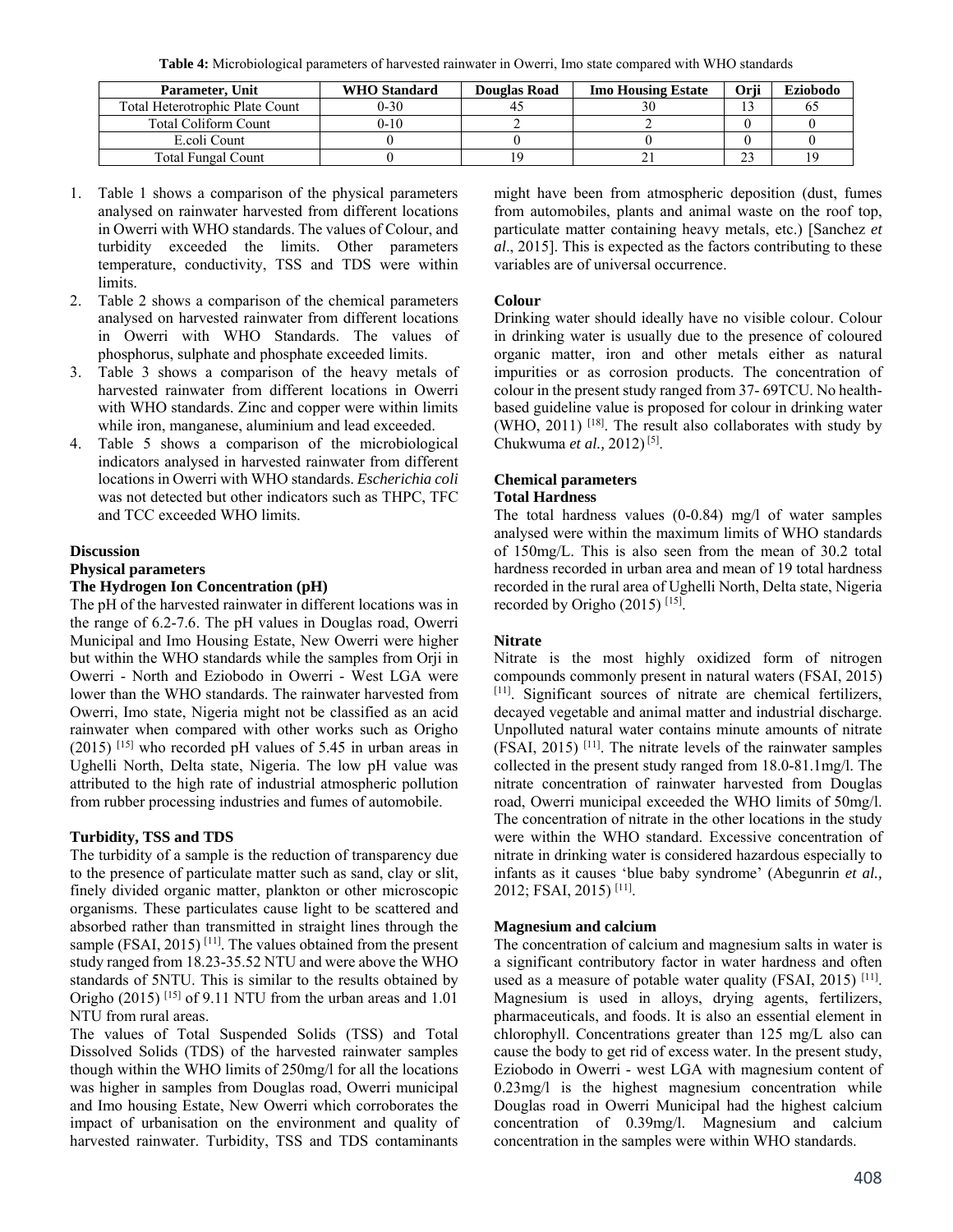**Table 4:** Microbiological parameters of harvested rainwater in Owerri, Imo state compared with WHO standards

| Parameter, Unit | WHO Standard | Douglas Road | Imo Housing Estate | Orji | Eziobodo |
|---|---|---|---|---|---|
| Total Heterotrophic Plate Count | 0-30 | 45 | 30 | 13 | 65 |
| Total Coliform Count | 0-10 | 2 | 2 | 0 | 0 |
| E.coli Count | 0 | 0 | 0 | 0 | 0 |
| Total Fungal Count | 0 | 19 | 21 | 23 | 19 |

1. Table 1 shows a comparison of the physical parameters analysed on rainwater harvested from different locations in Owerri with WHO standards. The values of Colour, and turbidity exceeded the limits. Other parameters temperature, conductivity, TSS and TDS were within limits.
2. Table 2 shows a comparison of the chemical parameters analysed on harvested rainwater from different locations in Owerri with WHO Standards. The values of phosphorus, sulphate and phosphate exceeded limits.
3. Table 3 shows a comparison of the heavy metals of harvested rainwater from different locations in Owerri with WHO standards. Zinc and copper were within limits while iron, manganese, aluminium and lead exceeded.
4. Table 5 shows a comparison of the microbiological indicators analysed in harvested rainwater from different locations in Owerri with WHO standards. *Escherichia coli* was not detected but other indicators such as THPC, TFC and TCC exceeded WHO limits.

## Discussion

### Physical parameters

#### The Hydrogen Ion Concentration (pH)

The pH of the harvested rainwater in different locations was in the range of 6.2-7.6. The pH values in Douglas road, Owerri Municipal and Imo Housing Estate, New Owerri were higher but within the WHO standards while the samples from Orji in Owerri - North and Eziobodo in Owerri - West LGA were lower than the WHO standards. The rainwater harvested from Owerri, Imo state, Nigeria might not be classified as an acid rainwater when compared with other works such as Origho (2015) [15] who recorded pH values of 5.45 in urban areas in Ughelli North, Delta state, Nigeria. The low pH value was attributed to the high rate of industrial atmospheric pollution from rubber processing industries and fumes of automobile.

#### Turbidity, TSS and TDS

The turbidity of a sample is the reduction of transparency due to the presence of particulate matter such as sand, clay or slit, finely divided organic matter, plankton or other microscopic organisms. These particulates cause light to be scattered and absorbed rather than transmitted in straight lines through the sample (FSAI, 2015) [11]. The values obtained from the present study ranged from 18.23-35.52 NTU and were above the WHO standards of 5NTU. This is similar to the results obtained by Origho (2015) [15] of 9.11 NTU from the urban areas and 1.01 NTU from rural areas.

The values of Total Suspended Solids (TSS) and Total Dissolved Solids (TDS) of the harvested rainwater samples though within the WHO limits of 250mg/l for all the locations was higher in samples from Douglas road, Owerri municipal and Imo housing Estate, New Owerri which corroborates the impact of urbanisation on the environment and quality of harvested rainwater. Turbidity, TSS and TDS contaminants might have been from atmospheric deposition (dust, fumes from automobiles, plants and animal waste on the roof top, particulate matter containing heavy metals, etc.) [Sanchez *et al*., 2015]. This is expected as the factors contributing to these variables are of universal occurrence.

#### Colour

Drinking water should ideally have no visible colour. Colour in drinking water is usually due to the presence of coloured organic matter, iron and other metals either as natural impurities or as corrosion products. The concentration of colour in the present study ranged from 37- 69TCU. No health-based guideline value is proposed for colour in drinking water (WHO, 2011) [18]. The result also collaborates with study by Chukwuma *et al.,* 2012) [5].

### Chemical parameters

#### Total Hardness

The total hardness values (0-0.84) mg/l of water samples analysed were within the maximum limits of WHO standards of 150mg/L. This is also seen from the mean of 30.2 total hardness recorded in urban area and mean of 19 total hardness recorded in the rural area of Ughelli North, Delta state, Nigeria recorded by Origho (2015) [15].

#### Nitrate

Nitrate is the most highly oxidized form of nitrogen compounds commonly present in natural waters (FSAI, 2015) [11]. Significant sources of nitrate are chemical fertilizers, decayed vegetable and animal matter and industrial discharge. Unpolluted natural water contains minute amounts of nitrate (FSAI, 2015) [11]. The nitrate levels of the rainwater samples collected in the present study ranged from 18.0-81.1mg/l. The nitrate concentration of rainwater harvested from Douglas road, Owerri municipal exceeded the WHO limits of 50mg/l. The concentration of nitrate in the other locations in the study were within the WHO standard. Excessive concentration of nitrate in drinking water is considered hazardous especially to infants as it causes 'blue baby syndrome' (Abegunrin *et al.,* 2012; FSAI, 2015) [11].

#### Magnesium and calcium

The concentration of calcium and magnesium salts in water is a significant contributory factor in water hardness and often used as a measure of potable water quality (FSAI, 2015) [11]. Magnesium is used in alloys, drying agents, fertilizers, pharmaceuticals, and foods. It is also an essential element in chlorophyll. Concentrations greater than 125 mg/L also can cause the body to get rid of excess water. In the present study, Eziobodo in Owerri - west LGA with magnesium content of 0.23mg/l is the highest magnesium concentration while Douglas road in Owerri Municipal had the highest calcium concentration of 0.39mg/l. Magnesium and calcium concentration in the samples were within WHO standards.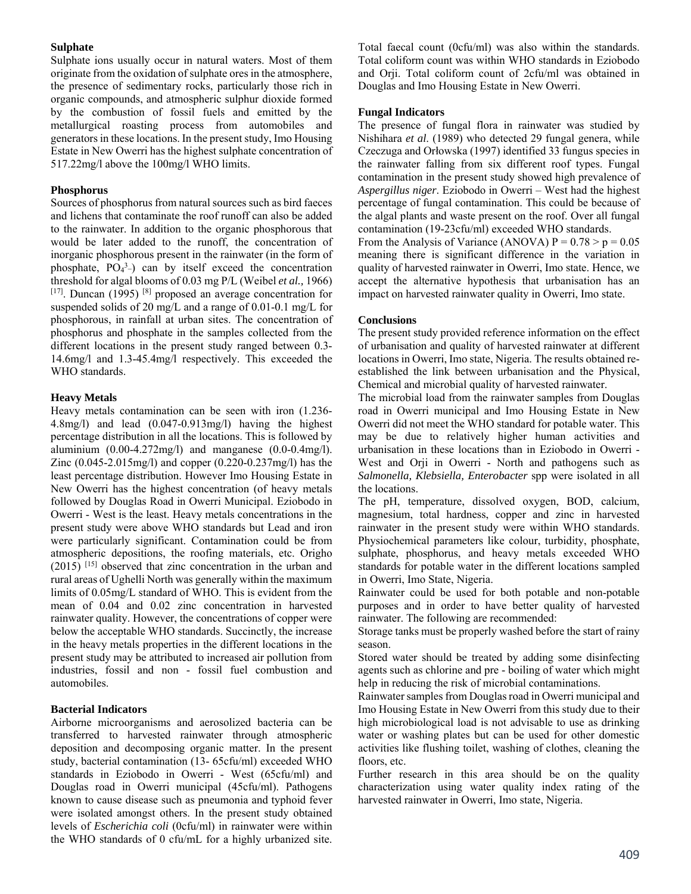**Sulphate**

Sulphate ions usually occur in natural waters. Most of them originate from the oxidation of sulphate ores in the atmosphere, the presence of sedimentary rocks, particularly those rich in organic compounds, and atmospheric sulphur dioxide formed by the combustion of fossil fuels and emitted by the metallurgical roasting process from automobiles and generators in these locations. In the present study, Imo Housing Estate in New Owerri has the highest sulphate concentration of 517.22mg/l above the 100mg/l WHO limits.

**Phosphorus**

Sources of phosphorus from natural sources such as bird faeces and lichens that contaminate the roof runoff can also be added to the rainwater. In addition to the organic phosphorous that would be later added to the runoff, the concentration of inorganic phosphorous present in the rainwater (in the form of phosphate, $PO_4^{3-}$) can by itself exceed the concentration threshold for algal blooms of 0.03 mg P/L (Weibel *et al.,* 1966) [17]. Duncan (1995) [8] proposed an average concentration for suspended solids of 20 mg/L and a range of 0.01-0.1 mg/L for phosphorous, in rainfall at urban sites. The concentration of phosphorus and phosphate in the samples collected from the different locations in the present study ranged between 0.3-14.6mg/l and 1.3-45.4mg/l respectively. This exceeded the WHO standards.

**Heavy Metals**

Heavy metals contamination can be seen with iron (1.236-4.8mg/l) and lead (0.047-0.913mg/l) having the highest percentage distribution in all the locations. This is followed by aluminium (0.00-4.272mg/l) and manganese (0.0-0.4mg/l). Zinc (0.045-2.015mg/l) and copper (0.220-0.237mg/l) has the least percentage distribution. However Imo Housing Estate in New Owerri has the highest concentration (of heavy metals followed by Douglas Road in Owerri Municipal. Eziobodo in Owerri - West is the least. Heavy metals concentrations in the present study were above WHO standards but Lead and iron were particularly significant. Contamination could be from atmospheric depositions, the roofing materials, etc. Origho (2015) [15] observed that zinc concentration in the urban and rural areas of Ughelli North was generally within the maximum limits of 0.05mg/L standard of WHO. This is evident from the mean of 0.04 and 0.02 zinc concentration in harvested rainwater quality. However, the concentrations of copper were below the acceptable WHO standards. Succinctly, the increase in the heavy metals properties in the different locations in the present study may be attributed to increased air pollution from industries, fossil and non - fossil fuel combustion and automobiles.

**Bacterial Indicators**

Airborne microorganisms and aerosolized bacteria can be transferred to harvested rainwater through atmospheric deposition and decomposing organic matter. In the present study, bacterial contamination (13- 65cfu/ml) exceeded WHO standards in Eziobodo in Owerri - West (65cfu/ml) and Douglas road in Owerri municipal (45cfu/ml). Pathogens known to cause disease such as pneumonia and typhoid fever were isolated amongst others. In the present study obtained levels of *Escherichia coli* (0cfu/ml) in rainwater were within the WHO standards of 0 cfu/mL for a highly urbanized site. Total faecal count (0cfu/ml) was also within the standards. Total coliform count was within WHO standards in Eziobodo and Orji. Total coliform count of 2cfu/ml was obtained in Douglas and Imo Housing Estate in New Owerri.

**Fungal Indicators**

The presence of fungal flora in rainwater was studied by Nishihara *et al*. (1989) who detected 29 fungal genera, while Czeczuga and Orłowska (1997) identified 33 fungus species in the rainwater falling from six different roof types. Fungal contamination in the present study showed high prevalence of *Aspergillus niger*. Eziobodo in Owerri – West had the highest percentage of fungal contamination. This could be because of the algal plants and waste present on the roof. Over all fungal contamination (19-23cfu/ml) exceeded WHO standards.

From the Analysis of Variance (ANOVA) $P = 0.78 > p = 0.05$ meaning there is significant difference in the variation in quality of harvested rainwater in Owerri, Imo state. Hence, we accept the alternative hypothesis that urbanisation has an impact on harvested rainwater quality in Owerri, Imo state.

**Conclusions**

The present study provided reference information on the effect of urbanisation and quality of harvested rainwater at different locations in Owerri, Imo state, Nigeria. The results obtained re-established the link between urbanisation and the Physical, Chemical and microbial quality of harvested rainwater.

The microbial load from the rainwater samples from Douglas road in Owerri municipal and Imo Housing Estate in New Owerri did not meet the WHO standard for potable water. This may be due to relatively higher human activities and urbanisation in these locations than in Eziobodo in Owerri - West and Orji in Owerri - North and pathogens such as *Salmonella, Klebsiella, Enterobacter* spp were isolated in all the locations.

The pH, temperature, dissolved oxygen, BOD, calcium, magnesium, total hardness, copper and zinc in harvested rainwater in the present study were within WHO standards. Physiochemical parameters like colour, turbidity, phosphate, sulphate, phosphorus, and heavy metals exceeded WHO standards for potable water in the different locations sampled in Owerri, Imo State, Nigeria.

Rainwater could be used for both potable and non-potable purposes and in order to have better quality of harvested rainwater. The following are recommended:

Storage tanks must be properly washed before the start of rainy season.

Stored water should be treated by adding some disinfecting agents such as chlorine and pre - boiling of water which might help in reducing the risk of microbial contaminations.

Rainwater samples from Douglas road in Owerri municipal and Imo Housing Estate in New Owerri from this study due to their high microbiological load is not advisable to use as drinking water or washing plates but can be used for other domestic activities like flushing toilet, washing of clothes, cleaning the floors, etc.

Further research in this area should be on the quality characterization using water quality index rating of the harvested rainwater in Owerri, Imo state, Nigeria.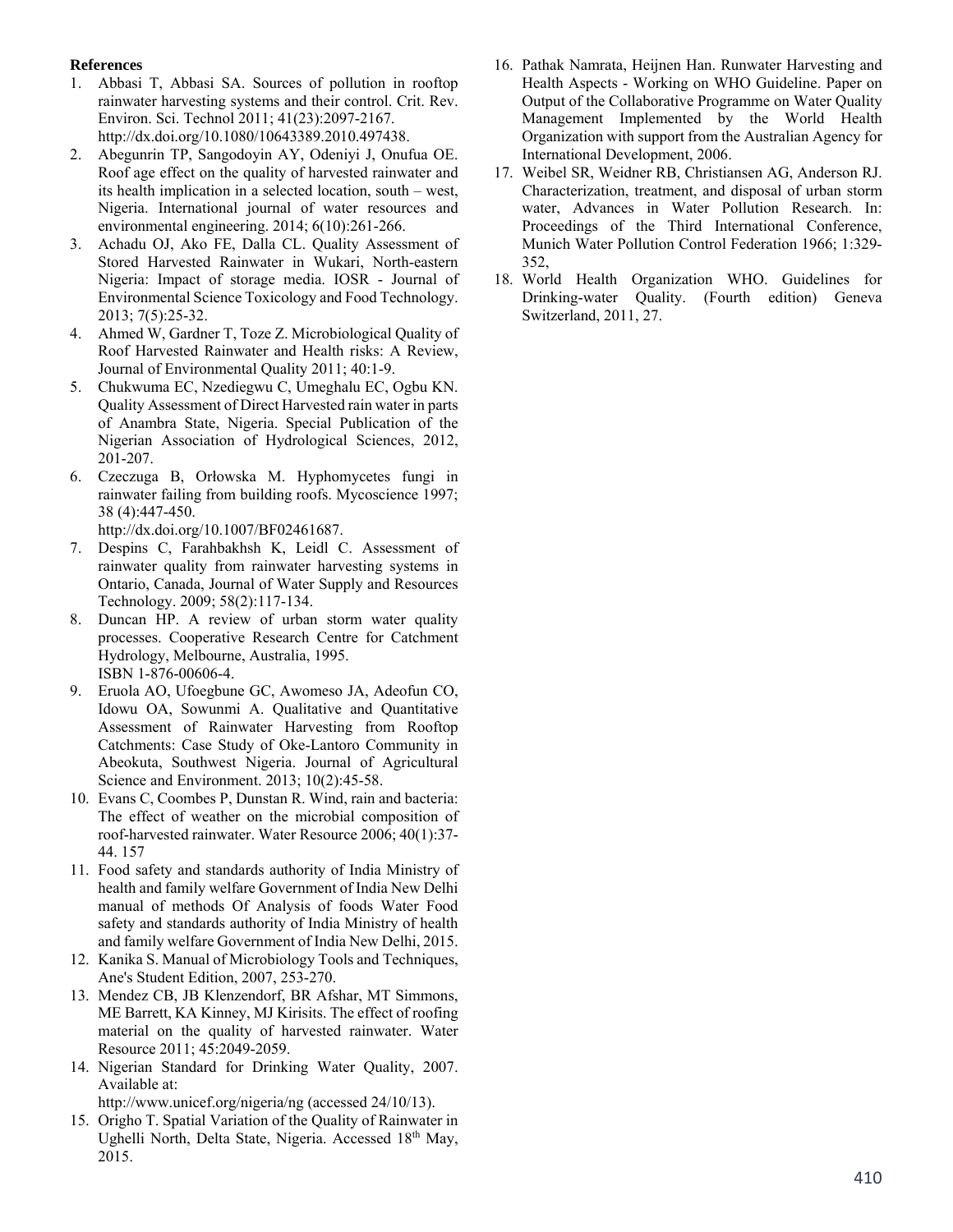**References**

1. Abbasi T, Abbasi SA. Sources of pollution in rooftop rainwater harvesting systems and their control. Crit. Rev. Environ. Sci. Technol 2011; 41(23):2097-2167. http://dx.doi.org/10.1080/10643389.2010.497438.
2. Abegunrin TP, Sangodoyin AY, Odeniyi J, Onufua OE. Roof age effect on the quality of harvested rainwater and its health implication in a selected location, south – west, Nigeria. International journal of water resources and environmental engineering. 2014; 6(10):261-266.
3. Achadu OJ, Ako FE, Dalla CL. Quality Assessment of Stored Harvested Rainwater in Wukari, North-eastern Nigeria: Impact of storage media. IOSR - Journal of Environmental Science Toxicology and Food Technology. 2013; 7(5):25-32.
4. Ahmed W, Gardner T, Toze Z. Microbiological Quality of Roof Harvested Rainwater and Health risks: A Review, Journal of Environmental Quality 2011; 40:1-9.
5. Chukwuma EC, Nzediegwu C, Umeghalu EC, Ogbu KN. Quality Assessment of Direct Harvested rain water in parts of Anambra State, Nigeria. Special Publication of the Nigerian Association of Hydrological Sciences, 2012, 201-207.
6. Czeczuga B, Orłowska M. Hyphomycetes fungi in rainwater failing from building roofs. Mycoscience 1997; 38 (4):447-450. http://dx.doi.org/10.1007/BF02461687.
7. Despins C, Farahbakhsh K, Leidl C. Assessment of rainwater quality from rainwater harvesting systems in Ontario, Canada, Journal of Water Supply and Resources Technology. 2009; 58(2):117-134.
8. Duncan HP. A review of urban storm water quality processes. Cooperative Research Centre for Catchment Hydrology, Melbourne, Australia, 1995. ISBN 1-876-00606-4.
9. Eruola AO, Ufoegbune GC, Awomeso JA, Adeofun CO, Idowu OA, Sowunmi A. Qualitative and Quantitative Assessment of Rainwater Harvesting from Rooftop Catchments: Case Study of Oke-Lantoro Community in Abeokuta, Southwest Nigeria. Journal of Agricultural Science and Environment. 2013; 10(2):45-58.
10. Evans C, Coombes P, Dunstan R. Wind, rain and bacteria: The effect of weather on the microbial composition of roof-harvested rainwater. Water Resource 2006; 40(1):37-44. 157
11. Food safety and standards authority of India Ministry of health and family welfare Government of India New Delhi manual of methods Of Analysis of foods Water Food safety and standards authority of India Ministry of health and family welfare Government of India New Delhi, 2015.
12. Kanika S. Manual of Microbiology Tools and Techniques, Ane's Student Edition, 2007, 253-270.
13. Mendez CB, JB Klenzendorf, BR Afshar, MT Simmons, ME Barrett, KA Kinney, MJ Kirisits. The effect of roofing material on the quality of harvested rainwater. Water Resource 2011; 45:2049-2059.
14. Nigerian Standard for Drinking Water Quality, 2007. Available at: http://www.unicef.org/nigeria/ng (accessed 24/10/13).
15. Origho T. Spatial Variation of the Quality of Rainwater in Ughelli North, Delta State, Nigeria. Accessed 18th May, 2015.
16. Pathak Namrata, Heijnen Han. Runwater Harvesting and Health Aspects - Working on WHO Guideline. Paper on Output of the Collaborative Programme on Water Quality Management Implemented by the World Health Organization with support from the Australian Agency for International Development, 2006.
17. Weibel SR, Weidner RB, Christiansen AG, Anderson RJ. Characterization, treatment, and disposal of urban storm water, Advances in Water Pollution Research. In: Proceedings of the Third International Conference, Munich Water Pollution Control Federation 1966; 1:329-352,
18. World Health Organization WHO. Guidelines for Drinking-water Quality. (Fourth edition) Geneva Switzerland, 2011, 27.